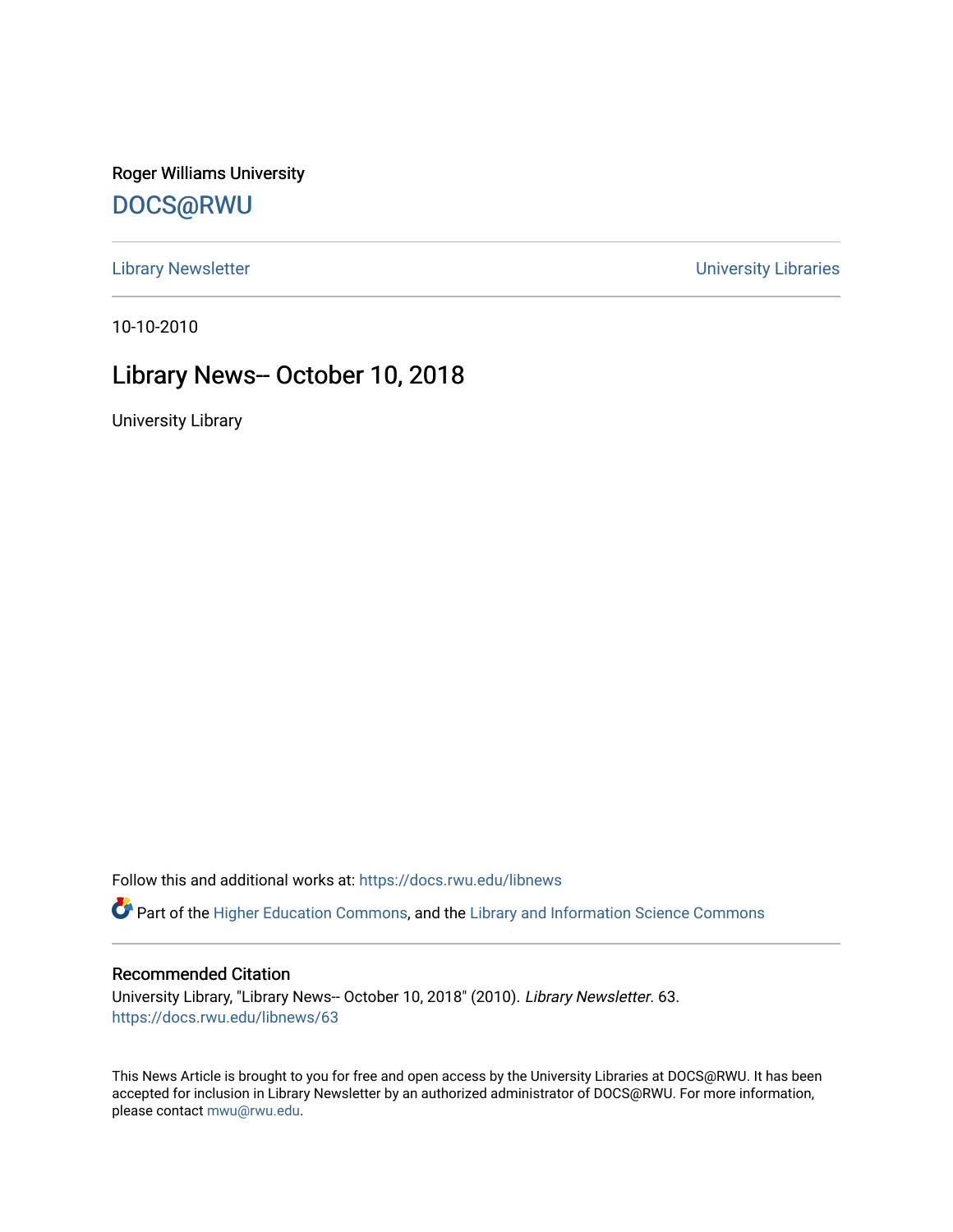Roger Williams University

DOCS@RWU

Library Newsletter | University Libraries

10-10-2010

# Library News-- October 10, 2018

University Library

Follow this and additional works at: https://docs.rwu.edu/libnews

Part of the Higher Education Commons, and the Library and Information Science Commons

## Recommended Citation

University Library, "Library News-- October 10, 2018" (2010). *Library Newsletter*. 63.
https://docs.rwu.edu/libnews/63

This News Article is brought to you for free and open access by the University Libraries at DOCS@RWU. It has been accepted for inclusion in Library Newsletter by an authorized administrator of DOCS@RWU. For more information, please contact mwu@rwu.edu.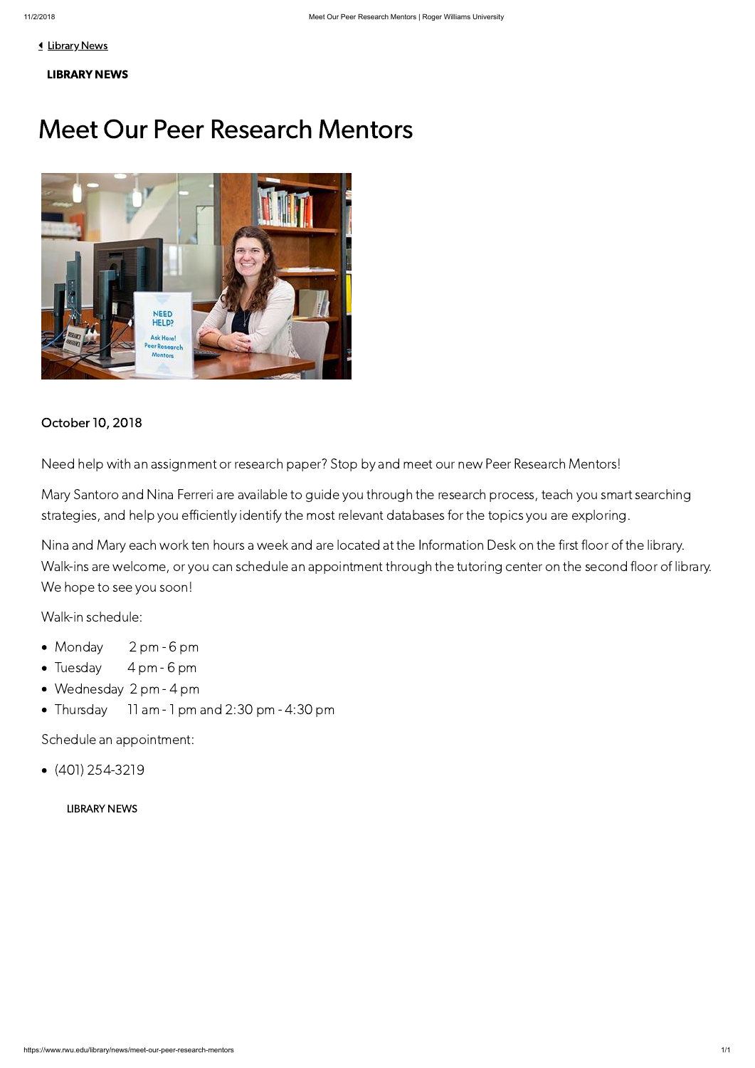[Library News](https://www.rwu.edu/library/news)

**LIBRARY NEWS**

# Meet Our Peer Research Mentors

October 10, 2018

Need help with an assignment or research paper? Stop by and meet our new Peer Research Mentors!

Mary Santoro and Nina Ferreri are available to guide you through the research process, teach you smart searching strategies, and help you efficiently identify the most relevant databases for the topics you are exploring.

Nina and Mary each work ten hours a week and are located at the Information Desk on the first floor of the library. Walk-ins are welcome, or you can schedule an appointment through the tutoring center on the second floor of library. We hope to see you soon!

Walk-in schedule:

- Monday 2 pm - 6 pm
- Tuesday 4 pm - 6 pm
- Wednesday 2 pm - 4 pm
- Thursday 11 am - 1 pm and 2:30 pm - 4:30 pm

Schedule an appointment:

- (401) 254-3219

LIBRARY NEWS